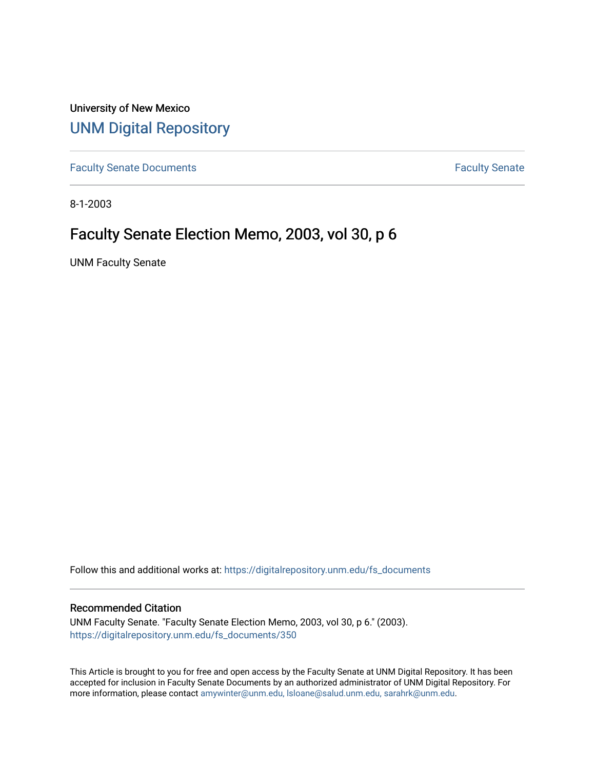University of New Mexico

# UNM Digital Repository

Faculty Senate Documents

Faculty Senate

8-1-2003

## Faculty Senate Election Memo, 2003, vol 30, p 6

UNM Faculty Senate

Follow this and additional works at: https://digitalrepository.unm.edu/fs_documents

### Recommended Citation

UNM Faculty Senate. "Faculty Senate Election Memo, 2003, vol 30, p 6." (2003). https://digitalrepository.unm.edu/fs_documents/350

This Article is brought to you for free and open access by the Faculty Senate at UNM Digital Repository. It has been accepted for inclusion in Faculty Senate Documents by an authorized administrator of UNM Digital Repository. For more information, please contact amywinter@unm.edu, lsloane@salud.unm.edu, sarahrk@unm.edu.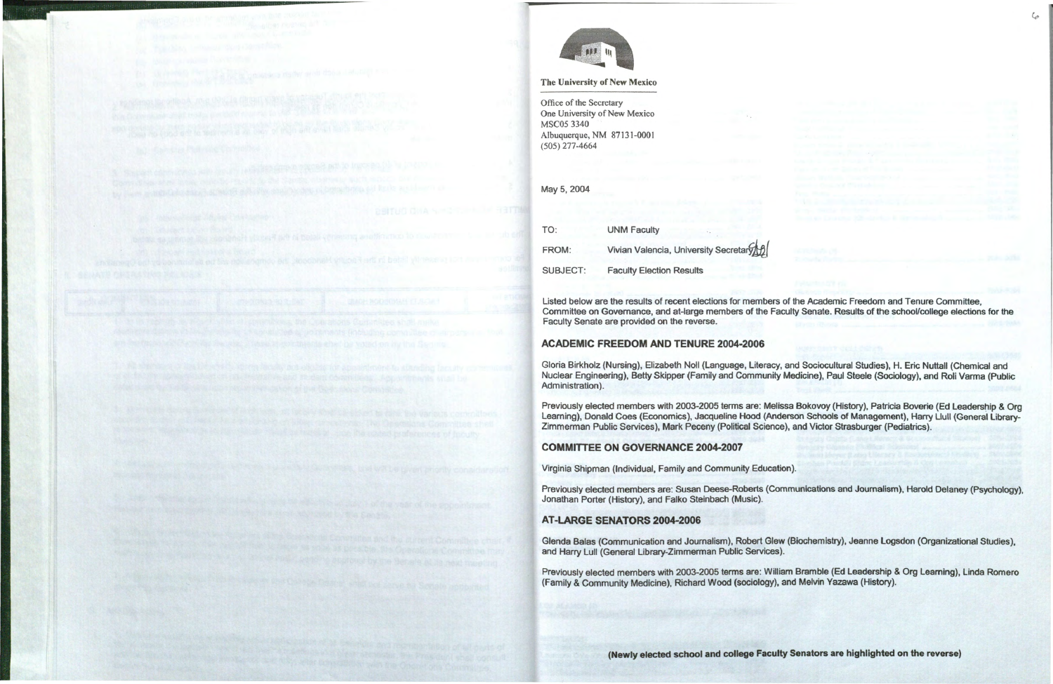The University of New Mexico

Office of the Secretary
One University of New Mexico
MSC05 3340
Albuquerque, NM 87131-0001
(505) 277-4664

May 5, 2004

TO: UNM Faculty

FROM: Vivian Valencia, University Secretary

SUBJECT: Faculty Election Results

Listed below are the results of recent elections for members of the Academic Freedom and Tenure Committee, Committee on Governance, and at-large members of the Faculty Senate. Results of the school/college elections for the Faculty Senate are provided on the reverse.

## ACADEMIC FREEDOM AND TENURE 2004-2006

Gloria Birkholz (Nursing), Elizabeth Noll (Language, Literacy, and Sociocultural Studies), H. Eric Nuttall (Chemical and Nuclear Engineering), Betty Skipper (Family and Community Medicine), Paul Steele (Sociology), and Roli Varma (Public Administration).

Previously elected members with 2003-2005 terms are: Melissa Bokovoy (History), Patricia Boverie (Ed Leadership & Org Learning), Donald Coes (Economics), Jacqueline Hood (Anderson Schools of Management), Harry Llull (General Library-Zimmerman Public Services), Mark Peceny (Political Science), and Victor Strasburger (Pediatrics).

## COMMITTEE ON GOVERNANCE 2004-2007

Virginia Shipman (Individual, Family and Community Education).

Previously elected members are: Susan Deese-Roberts (Communications and Journalism), Harold Delaney (Psychology), Jonathan Porter (History), and Falko Steinbach (Music).

## AT-LARGE SENATORS 2004-2006

Glenda Balas (Communication and Journalism), Robert Glew (Biochemistry), Jeanne Logsdon (Organizational Studies), and Harry Lull (General Library-Zimmerman Public Services).

Previously elected members with 2003-2005 terms are: William Bramble (Ed Leadership & Org Learning), Linda Romero (Family & Community Medicine), Richard Wood (sociology), and Melvin Yazawa (History).

**(Newly elected school and college Faculty Senators are highlighted on the reverse)**